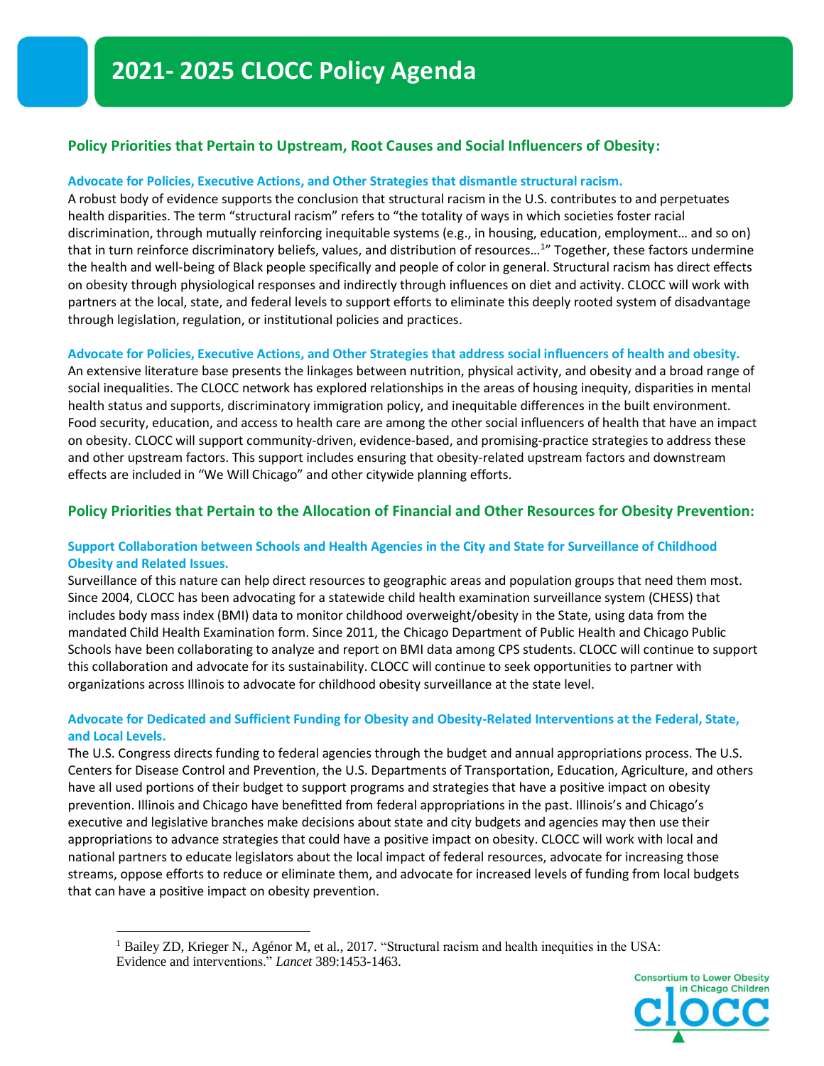# 2021- 2025 CLOCC Policy Agenda

## Policy Priorities that Pertain to Upstream, Root Causes and Social Influencers of Obesity:

### Advocate for Policies, Executive Actions, and Other Strategies that dismantle structural racism.

A robust body of evidence supports the conclusion that structural racism in the U.S. contributes to and perpetuates health disparities. The term "structural racism" refers to "the totality of ways in which societies foster racial discrimination, through mutually reinforcing inequitable systems (e.g., in housing, education, employment… and so on) that in turn reinforce discriminatory beliefs, values, and distribution of resources…[1]" Together, these factors undermine the health and well-being of Black people specifically and people of color in general. Structural racism has direct effects on obesity through physiological responses and indirectly through influences on diet and activity. CLOCC will work with partners at the local, state, and federal levels to support efforts to eliminate this deeply rooted system of disadvantage through legislation, regulation, or institutional policies and practices.

### Advocate for Policies, Executive Actions, and Other Strategies that address social influencers of health and obesity.

An extensive literature base presents the linkages between nutrition, physical activity, and obesity and a broad range of social inequalities. The CLOCC network has explored relationships in the areas of housing inequity, disparities in mental health status and supports, discriminatory immigration policy, and inequitable differences in the built environment. Food security, education, and access to health care are among the other social influencers of health that have an impact on obesity. CLOCC will support community-driven, evidence-based, and promising-practice strategies to address these and other upstream factors. This support includes ensuring that obesity-related upstream factors and downstream effects are included in "We Will Chicago" and other citywide planning efforts.

## Policy Priorities that Pertain to the Allocation of Financial and Other Resources for Obesity Prevention:

### Support Collaboration between Schools and Health Agencies in the City and State for Surveillance of Childhood Obesity and Related Issues.

Surveillance of this nature can help direct resources to geographic areas and population groups that need them most. Since 2004, CLOCC has been advocating for a statewide child health examination surveillance system (CHESS) that includes body mass index (BMI) data to monitor childhood overweight/obesity in the State, using data from the mandated Child Health Examination form. Since 2011, the Chicago Department of Public Health and Chicago Public Schools have been collaborating to analyze and report on BMI data among CPS students. CLOCC will continue to support this collaboration and advocate for its sustainability. CLOCC will continue to seek opportunities to partner with organizations across Illinois to advocate for childhood obesity surveillance at the state level.

### Advocate for Dedicated and Sufficient Funding for Obesity and Obesity-Related Interventions at the Federal, State, and Local Levels.

The U.S. Congress directs funding to federal agencies through the budget and annual appropriations process. The U.S. Centers for Disease Control and Prevention, the U.S. Departments of Transportation, Education, Agriculture, and others have all used portions of their budget to support programs and strategies that have a positive impact on obesity prevention. Illinois and Chicago have benefitted from federal appropriations in the past. Illinois's and Chicago's executive and legislative branches make decisions about state and city budgets and agencies may then use their appropriations to advance strategies that could have a positive impact on obesity. CLOCC will work with local and national partners to educate legislators about the local impact of federal resources, advocate for increasing those streams, oppose efforts to reduce or eliminate them, and advocate for increased levels of funding from local budgets that can have a positive impact on obesity prevention.

---

[1] Bailey ZD, Krieger N., Agénor M, et al., 2017. "Structural racism and health inequities in the USA: Evidence and interventions." *Lancet* 389:1453-1463.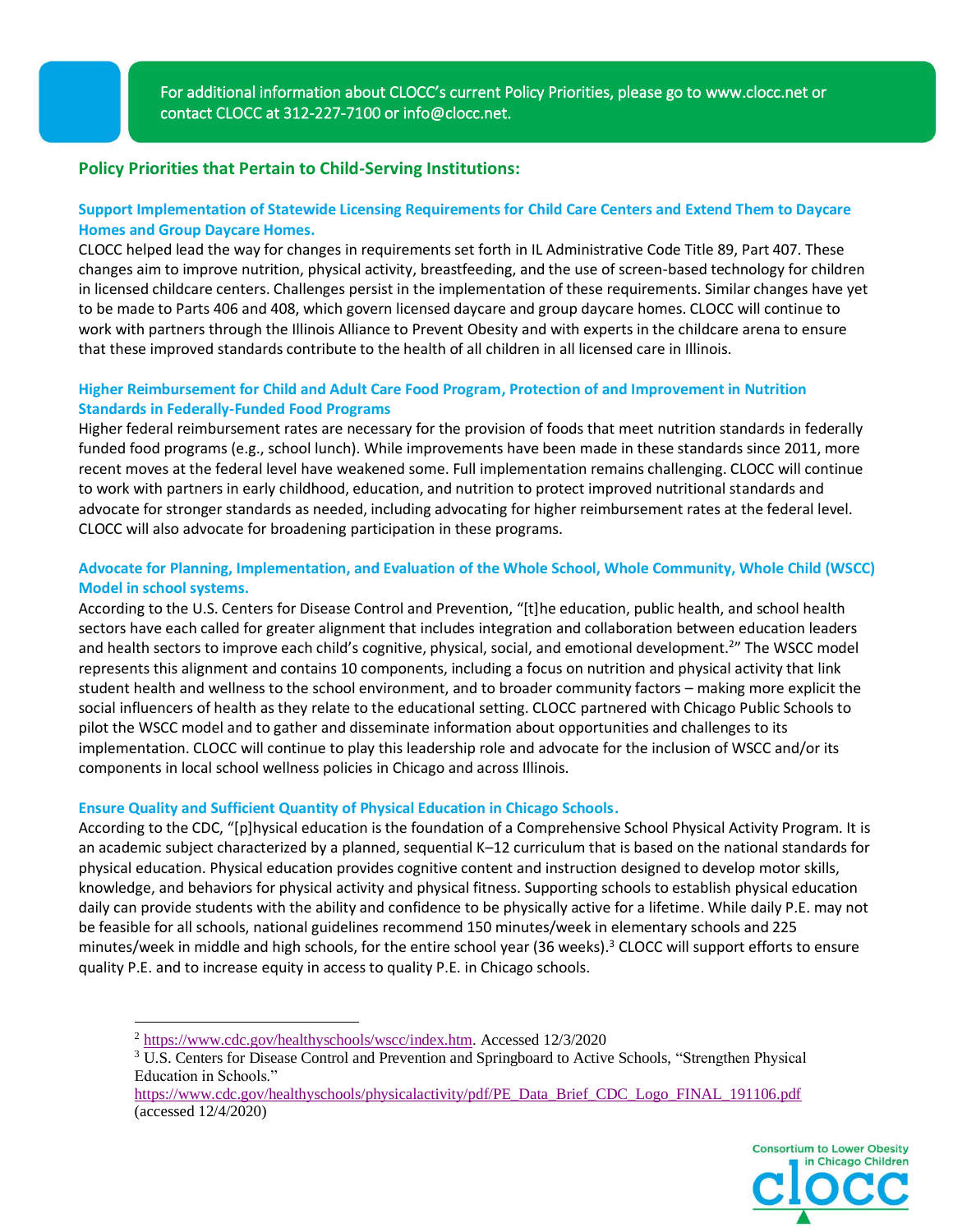For additional information about CLOCC's current Policy Priorities, please go to www.clocc.net or contact CLOCC at 312-227-7100 or info@clocc.net.

## Policy Priorities that Pertain to Child-Serving Institutions:

### Support Implementation of Statewide Licensing Requirements for Child Care Centers and Extend Them to Daycare Homes and Group Daycare Homes.

CLOCC helped lead the way for changes in requirements set forth in IL Administrative Code Title 89, Part 407. These changes aim to improve nutrition, physical activity, breastfeeding, and the use of screen-based technology for children in licensed childcare centers. Challenges persist in the implementation of these requirements. Similar changes have yet to be made to Parts 406 and 408, which govern licensed daycare and group daycare homes. CLOCC will continue to work with partners through the Illinois Alliance to Prevent Obesity and with experts in the childcare arena to ensure that these improved standards contribute to the health of all children in all licensed care in Illinois.

### Higher Reimbursement for Child and Adult Care Food Program, Protection of and Improvement in Nutrition Standards in Federally-Funded Food Programs

Higher federal reimbursement rates are necessary for the provision of foods that meet nutrition standards in federally funded food programs (e.g., school lunch). While improvements have been made in these standards since 2011, more recent moves at the federal level have weakened some. Full implementation remains challenging. CLOCC will continue to work with partners in early childhood, education, and nutrition to protect improved nutritional standards and advocate for stronger standards as needed, including advocating for higher reimbursement rates at the federal level. CLOCC will also advocate for broadening participation in these programs.

### Advocate for Planning, Implementation, and Evaluation of the Whole School, Whole Community, Whole Child (WSCC) Model in school systems.

According to the U.S. Centers for Disease Control and Prevention, "[t]he education, public health, and school health sectors have each called for greater alignment that includes integration and collaboration between education leaders and health sectors to improve each child's cognitive, physical, social, and emotional development.[2]" The WSCC model represents this alignment and contains 10 components, including a focus on nutrition and physical activity that link student health and wellness to the school environment, and to broader community factors – making more explicit the social influencers of health as they relate to the educational setting. CLOCC partnered with Chicago Public Schools to pilot the WSCC model and to gather and disseminate information about opportunities and challenges to its implementation. CLOCC will continue to play this leadership role and advocate for the inclusion of WSCC and/or its components in local school wellness policies in Chicago and across Illinois.

### Ensure Quality and Sufficient Quantity of Physical Education in Chicago Schools.

According to the CDC, "[p]hysical education is the foundation of a Comprehensive School Physical Activity Program. It is an academic subject characterized by a planned, sequential K–12 curriculum that is based on the national standards for physical education. Physical education provides cognitive content and instruction designed to develop motor skills, knowledge, and behaviors for physical activity and physical fitness. Supporting schools to establish physical education daily can provide students with the ability and confidence to be physically active for a lifetime. While daily P.E. may not be feasible for all schools, national guidelines recommend 150 minutes/week in elementary schools and 225 minutes/week in middle and high schools, for the entire school year (36 weeks).[3] CLOCC will support efforts to ensure quality P.E. and to increase equity in access to quality P.E. in Chicago schools.

---

[2] https://www.cdc.gov/healthyschools/wscc/index.htm. Accessed 12/3/2020

[3] U.S. Centers for Disease Control and Prevention and Springboard to Active Schools, "Strengthen Physical Education in Schools." https://www.cdc.gov/healthyschools/physicalactivity/pdf/PE_Data_Brief_CDC_Logo_FINAL_191106.pdf (accessed 12/4/2020)

Consortium to Lower Obesity in Chicago Children
clocc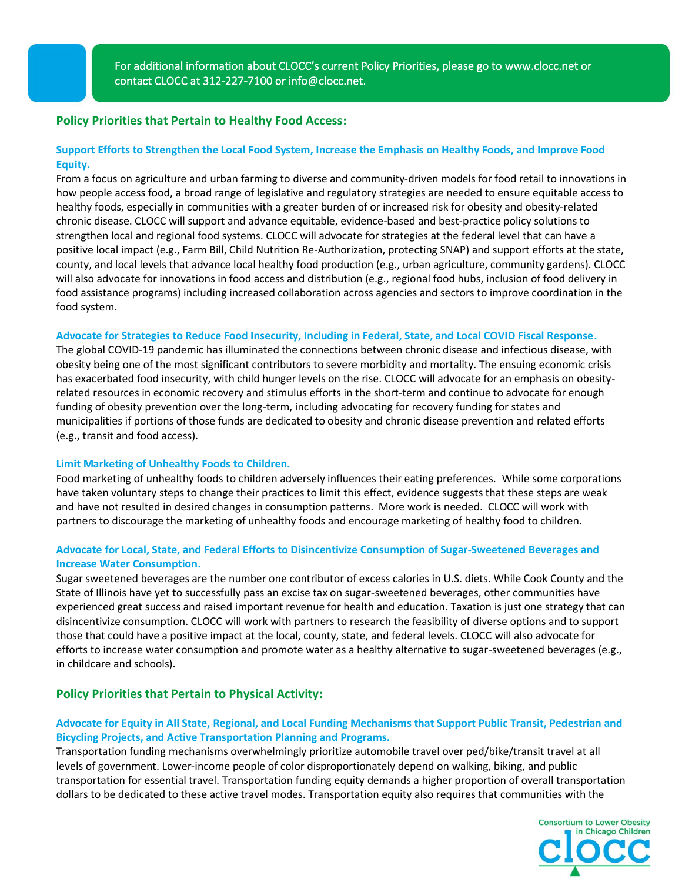For additional information about CLOCC's current Policy Priorities, please go to www.clocc.net or contact CLOCC at 312-227-7100 or info@clocc.net.

## Policy Priorities that Pertain to Healthy Food Access:

### Support Efforts to Strengthen the Local Food System, Increase the Emphasis on Healthy Foods, and Improve Food Equity.

From a focus on agriculture and urban farming to diverse and community-driven models for food retail to innovations in how people access food, a broad range of legislative and regulatory strategies are needed to ensure equitable access to healthy foods, especially in communities with a greater burden of or increased risk for obesity and obesity-related chronic disease. CLOCC will support and advance equitable, evidence-based and best-practice policy solutions to strengthen local and regional food systems. CLOCC will advocate for strategies at the federal level that can have a positive local impact (e.g., Farm Bill, Child Nutrition Re-Authorization, protecting SNAP) and support efforts at the state, county, and local levels that advance local healthy food production (e.g., urban agriculture, community gardens). CLOCC will also advocate for innovations in food access and distribution (e.g., regional food hubs, inclusion of food delivery in food assistance programs) including increased collaboration across agencies and sectors to improve coordination in the food system.

### Advocate for Strategies to Reduce Food Insecurity, Including in Federal, State, and Local COVID Fiscal Response.

The global COVID-19 pandemic has illuminated the connections between chronic disease and infectious disease, with obesity being one of the most significant contributors to severe morbidity and mortality. The ensuing economic crisis has exacerbated food insecurity, with child hunger levels on the rise. CLOCC will advocate for an emphasis on obesity-related resources in economic recovery and stimulus efforts in the short-term and continue to advocate for enough funding of obesity prevention over the long-term, including advocating for recovery funding for states and municipalities if portions of those funds are dedicated to obesity and chronic disease prevention and related efforts (e.g., transit and food access).

### Limit Marketing of Unhealthy Foods to Children.

Food marketing of unhealthy foods to children adversely influences their eating preferences. While some corporations have taken voluntary steps to change their practices to limit this effect, evidence suggests that these steps are weak and have not resulted in desired changes in consumption patterns. More work is needed. CLOCC will work with partners to discourage the marketing of unhealthy foods and encourage marketing of healthy food to children.

### Advocate for Local, State, and Federal Efforts to Disincentivize Consumption of Sugar-Sweetened Beverages and Increase Water Consumption.

Sugar sweetened beverages are the number one contributor of excess calories in U.S. diets. While Cook County and the State of Illinois have yet to successfully pass an excise tax on sugar-sweetened beverages, other communities have experienced great success and raised important revenue for health and education. Taxation is just one strategy that can disincentivize consumption. CLOCC will work with partners to research the feasibility of diverse options and to support those that could have a positive impact at the local, county, state, and federal levels. CLOCC will also advocate for efforts to increase water consumption and promote water as a healthy alternative to sugar-sweetened beverages (e.g., in childcare and schools).

## Policy Priorities that Pertain to Physical Activity:

### Advocate for Equity in All State, Regional, and Local Funding Mechanisms that Support Public Transit, Pedestrian and Bicycling Projects, and Active Transportation Planning and Programs.

Transportation funding mechanisms overwhelmingly prioritize automobile travel over ped/bike/transit travel at all levels of government. Lower-income people of color disproportionately depend on walking, biking, and public transportation for essential travel. Transportation funding equity demands a higher proportion of overall transportation dollars to be dedicated to these active travel modes. Transportation equity also requires that communities with the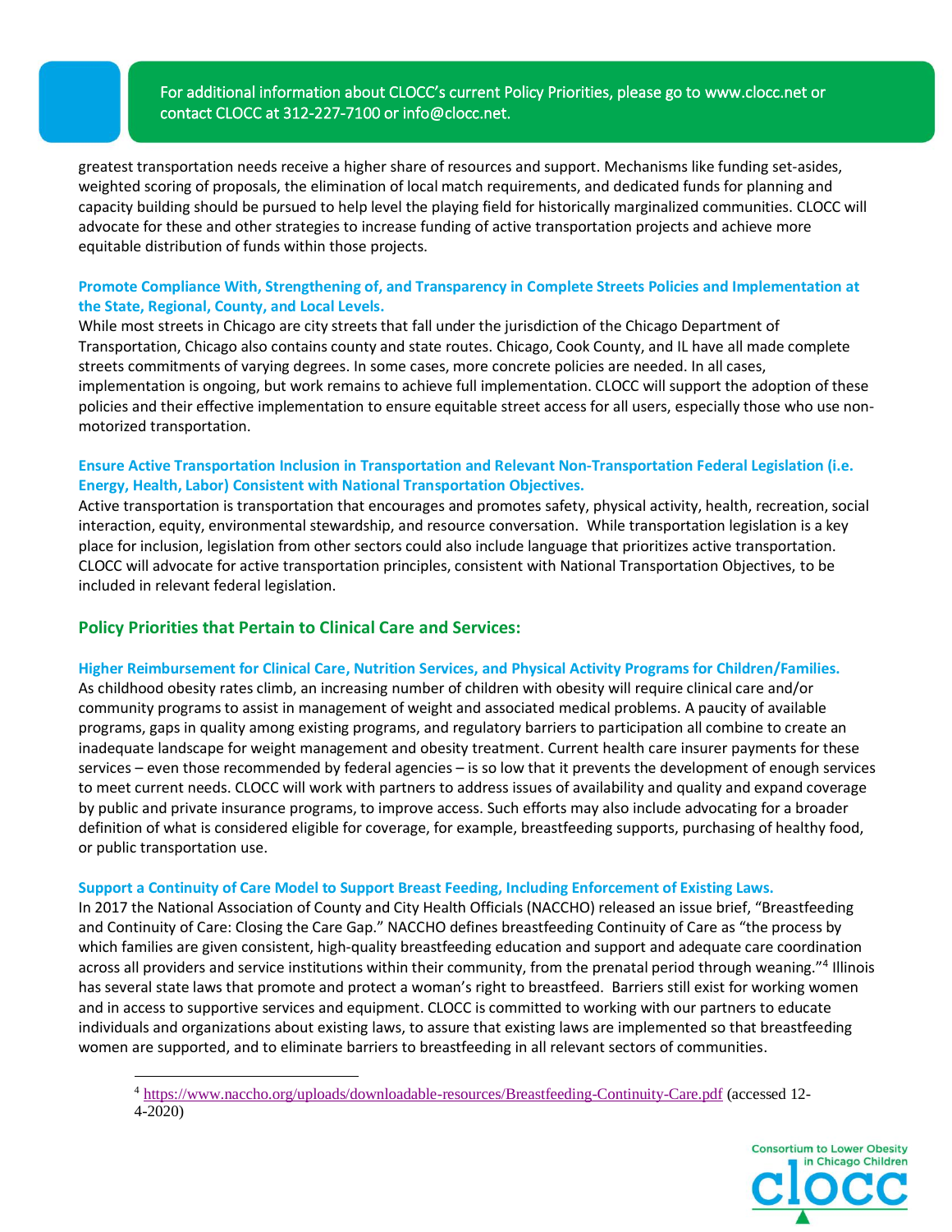For additional information about CLOCC's current Policy Priorities, please go to www.clocc.net or contact CLOCC at 312-227-7100 or info@clocc.net.

greatest transportation needs receive a higher share of resources and support. Mechanisms like funding set-asides, weighted scoring of proposals, the elimination of local match requirements, and dedicated funds for planning and capacity building should be pursued to help level the playing field for historically marginalized communities. CLOCC will advocate for these and other strategies to increase funding of active transportation projects and achieve more equitable distribution of funds within those projects.

### Promote Compliance With, Strengthening of, and Transparency in Complete Streets Policies and Implementation at the State, Regional, County, and Local Levels.

While most streets in Chicago are city streets that fall under the jurisdiction of the Chicago Department of Transportation, Chicago also contains county and state routes. Chicago, Cook County, and IL have all made complete streets commitments of varying degrees. In some cases, more concrete policies are needed. In all cases, implementation is ongoing, but work remains to achieve full implementation. CLOCC will support the adoption of these policies and their effective implementation to ensure equitable street access for all users, especially those who use non-motorized transportation.

### Ensure Active Transportation Inclusion in Transportation and Relevant Non-Transportation Federal Legislation (i.e. Energy, Health, Labor) Consistent with National Transportation Objectives.

Active transportation is transportation that encourages and promotes safety, physical activity, health, recreation, social interaction, equity, environmental stewardship, and resource conversation. While transportation legislation is a key place for inclusion, legislation from other sectors could also include language that prioritizes active transportation. CLOCC will advocate for active transportation principles, consistent with National Transportation Objectives, to be included in relevant federal legislation.

## Policy Priorities that Pertain to Clinical Care and Services:

### Higher Reimbursement for Clinical Care, Nutrition Services, and Physical Activity Programs for Children/Families.

As childhood obesity rates climb, an increasing number of children with obesity will require clinical care and/or community programs to assist in management of weight and associated medical problems. A paucity of available programs, gaps in quality among existing programs, and regulatory barriers to participation all combine to create an inadequate landscape for weight management and obesity treatment. Current health care insurer payments for these services – even those recommended by federal agencies – is so low that it prevents the development of enough services to meet current needs. CLOCC will work with partners to address issues of availability and quality and expand coverage by public and private insurance programs, to improve access. Such efforts may also include advocating for a broader definition of what is considered eligible for coverage, for example, breastfeeding supports, purchasing of healthy food, or public transportation use.

### Support a Continuity of Care Model to Support Breast Feeding, Including Enforcement of Existing Laws.

In 2017 the National Association of County and City Health Officials (NACCHO) released an issue brief, "Breastfeeding and Continuity of Care: Closing the Care Gap." NACCHO defines breastfeeding Continuity of Care as "the process by which families are given consistent, high-quality breastfeeding education and support and adequate care coordination across all providers and service institutions within their community, from the prenatal period through weaning."[4] Illinois has several state laws that promote and protect a woman's right to breastfeed. Barriers still exist for working women and in access to supportive services and equipment. CLOCC is committed to working with our partners to educate individuals and organizations about existing laws, to assure that existing laws are implemented so that breastfeeding women are supported, and to eliminate barriers to breastfeeding in all relevant sectors of communities.

---

[4] https://www.naccho.org/uploads/downloadable-resources/Breastfeeding-Continuity-Care.pdf (accessed 12-4-2020)

Consortium to Lower Obesity in Chicago Children
clocc